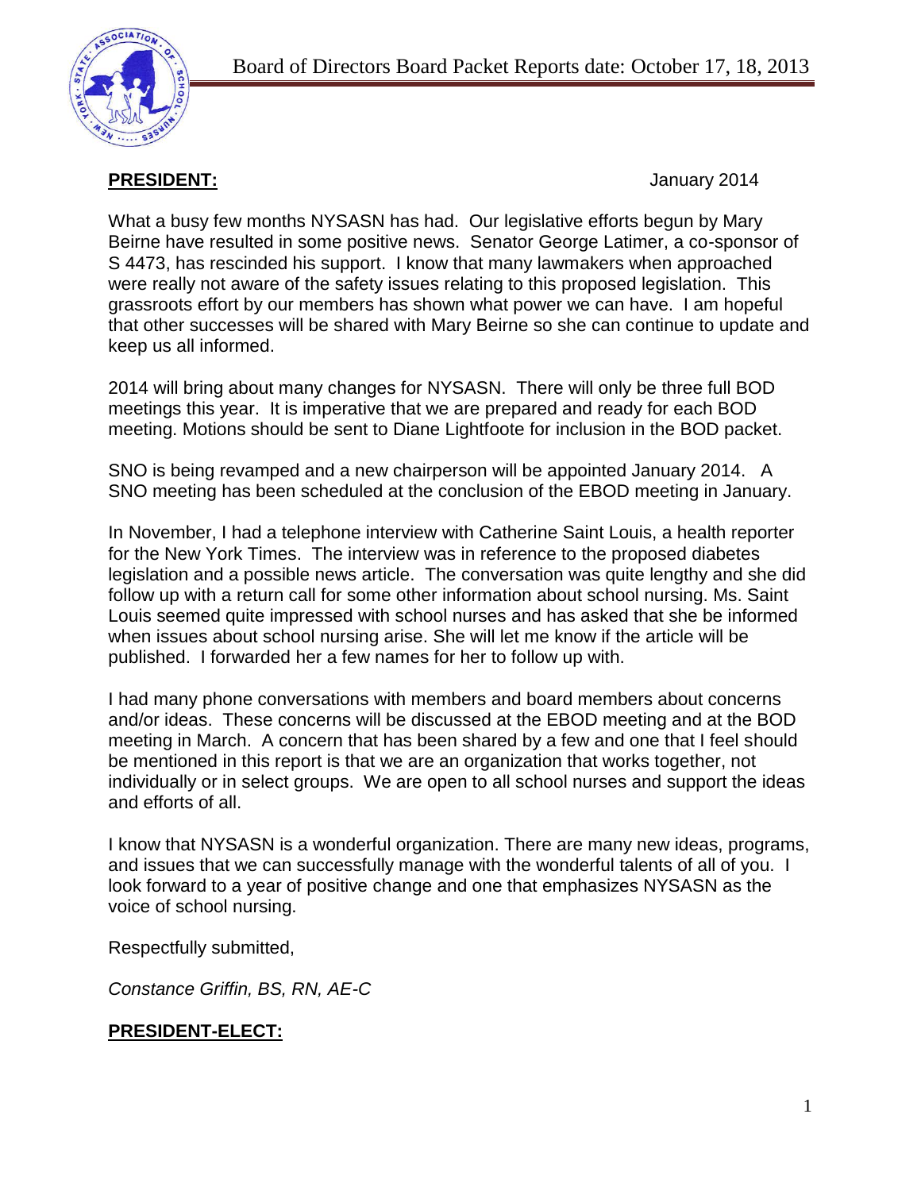Board of Directors Board Packet Reports date: October 17, 18, 2013

## PRESIDENT:

January 2014

What a busy few months NYSASN has had. Our legislative efforts begun by Mary Beirne have resulted in some positive news. Senator George Latimer, a co-sponsor of S 4473, has rescinded his support. I know that many lawmakers when approached were really not aware of the safety issues relating to this proposed legislation. This grassroots effort by our members has shown what power we can have. I am hopeful that other successes will be shared with Mary Beirne so she can continue to update and keep us all informed.

2014 will bring about many changes for NYSASN. There will only be three full BOD meetings this year. It is imperative that we are prepared and ready for each BOD meeting. Motions should be sent to Diane Lightfoote for inclusion in the BOD packet.

SNO is being revamped and a new chairperson will be appointed January 2014. A SNO meeting has been scheduled at the conclusion of the EBOD meeting in January.

In November, I had a telephone interview with Catherine Saint Louis, a health reporter for the New York Times. The interview was in reference to the proposed diabetes legislation and a possible news article. The conversation was quite lengthy and she did follow up with a return call for some other information about school nursing. Ms. Saint Louis seemed quite impressed with school nurses and has asked that she be informed when issues about school nursing arise. She will let me know if the article will be published. I forwarded her a few names for her to follow up with.

I had many phone conversations with members and board members about concerns and/or ideas. These concerns will be discussed at the EBOD meeting and at the BOD meeting in March. A concern that has been shared by a few and one that I feel should be mentioned in this report is that we are an organization that works together, not individually or in select groups. We are open to all school nurses and support the ideas and efforts of all.

I know that NYSASN is a wonderful organization. There are many new ideas, programs, and issues that we can successfully manage with the wonderful talents of all of you. I look forward to a year of positive change and one that emphasizes NYSASN as the voice of school nursing.

Respectfully submitted,

*Constance Griffin, BS, RN, AE-C*

## PRESIDENT-ELECT: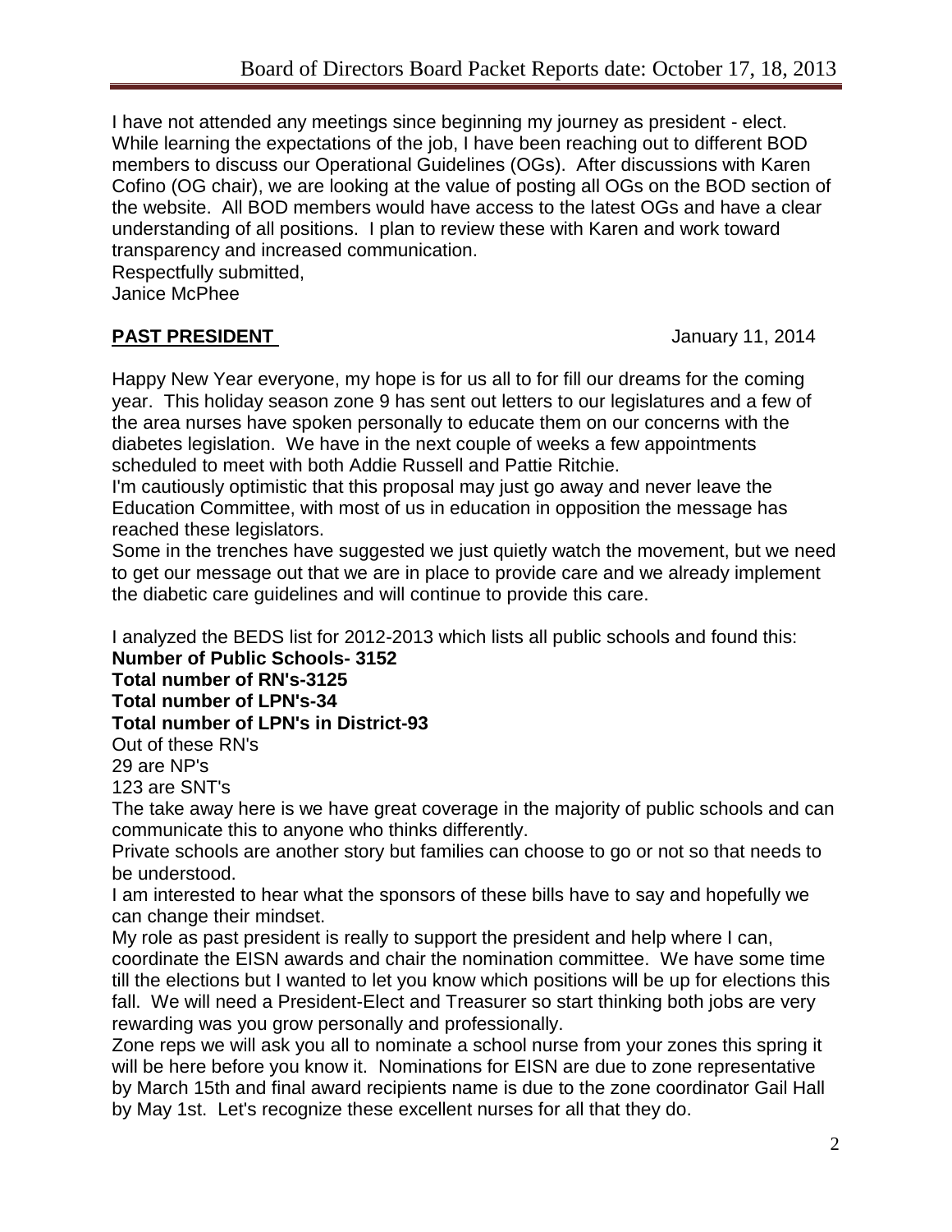I have not attended any meetings since beginning my journey as president - elect. While learning the expectations of the job, I have been reaching out to different BOD members to discuss our Operational Guidelines (OGs). After discussions with Karen Cofino (OG chair), we are looking at the value of posting all OGs on the BOD section of the website. All BOD members would have access to the latest OGs and have a clear understanding of all positions. I plan to review these with Karen and work toward transparency and increased communication.
Respectfully submitted,
Janice McPhee

**PAST PRESIDENT** January 11, 2014

Happy New Year everyone, my hope is for us all to for fill our dreams for the coming year. This holiday season zone 9 has sent out letters to our legislatures and a few of the area nurses have spoken personally to educate them on our concerns with the diabetes legislation. We have in the next couple of weeks a few appointments scheduled to meet with both Addie Russell and Pattie Ritchie.
I'm cautiously optimistic that this proposal may just go away and never leave the Education Committee, with most of us in education in opposition the message has reached these legislators.
Some in the trenches have suggested we just quietly watch the movement, but we need to get our message out that we are in place to provide care and we already implement the diabetic care guidelines and will continue to provide this care.

I analyzed the BEDS list for 2012-2013 which lists all public schools and found this:
**Number of Public Schools- 3152**
**Total number of RN's-3125**
**Total number of LPN's-34**
**Total number of LPN's in District-93**
Out of these RN's
29 are NP's
123 are SNT's
The take away here is we have great coverage in the majority of public schools and can communicate this to anyone who thinks differently.
Private schools are another story but families can choose to go or not so that needs to be understood.
I am interested to hear what the sponsors of these bills have to say and hopefully we can change their mindset.
My role as past president is really to support the president and help where I can, coordinate the EISN awards and chair the nomination committee. We have some time till the elections but I wanted to let you know which positions will be up for elections this fall. We will need a President-Elect and Treasurer so start thinking both jobs are very rewarding was you grow personally and professionally.
Zone reps we will ask you all to nominate a school nurse from your zones this spring it will be here before you know it. Nominations for EISN are due to zone representative by March 15th and final award recipients name is due to the zone coordinator Gail Hall by May 1st. Let's recognize these excellent nurses for all that they do.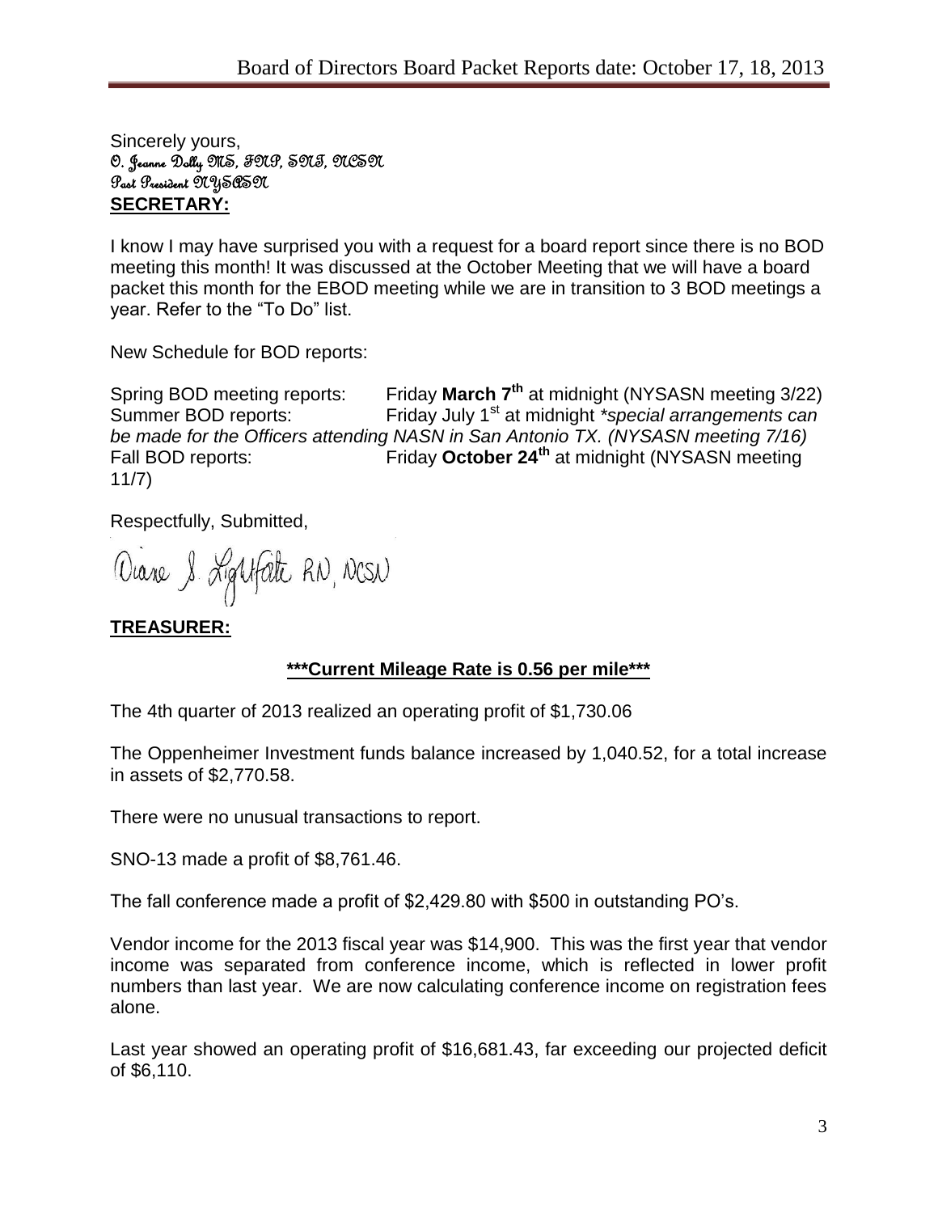Sincerely yours,
O. Jeanne Dolly MS, FNP, SNT, NCSN
Past President NYSASN

**SECRETARY:**

I know I may have surprised you with a request for a board report since there is no BOD meeting this month! It was discussed at the October Meeting that we will have a board packet this month for the EBOD meeting while we are in transition to 3 BOD meetings a year. Refer to the "To Do" list.

New Schedule for BOD reports:

Spring BOD meeting reports: Friday **March 7th** at midnight (NYSASN meeting 3/22)
Summer BOD reports: Friday July 1st at midnight *\*special arrangements can be made for the Officers attending NASN in San Antonio TX. (NYSASN meeting 7/16)*
Fall BOD reports: Friday **October 24th** at midnight (NYSASN meeting 11/7)

Respectfully, Submitted,

Diane S. Lightfate RN, NCSN

**TREASURER:**

**\*\*\*Current Mileage Rate is 0.56 per mile\*\*\***

The 4th quarter of 2013 realized an operating profit of $1,730.06

The Oppenheimer Investment funds balance increased by 1,040.52, for a total increase in assets of $2,770.58.

There were no unusual transactions to report.

SNO-13 made a profit of $8,761.46.

The fall conference made a profit of $2,429.80 with $500 in outstanding PO's.

Vendor income for the 2013 fiscal year was $14,900. This was the first year that vendor income was separated from conference income, which is reflected in lower profit numbers than last year. We are now calculating conference income on registration fees alone.

Last year showed an operating profit of $16,681.43, far exceeding our projected deficit of $6,110.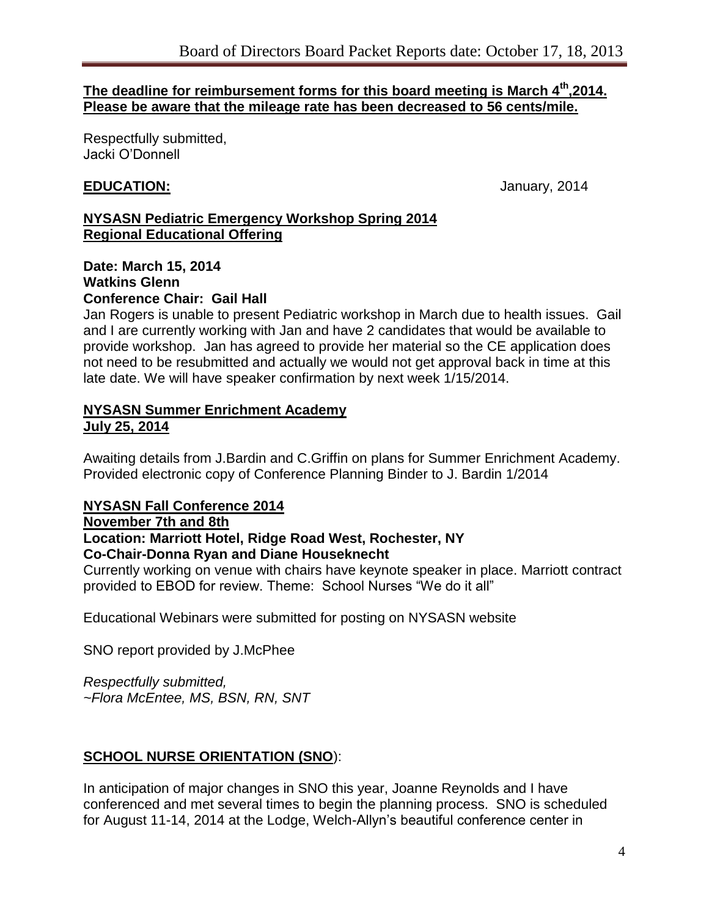**The deadline for reimbursement forms for this board meeting is March 4th,2014. Please be aware that the mileage rate has been decreased to 56 cents/mile.**

Respectfully submitted,
Jacki O'Donnell

**EDUCATION:** January, 2014

**NYSASN Pediatric Emergency Workshop Spring 2014**
**Regional Educational Offering**

**Date: March 15, 2014**
**Watkins Glenn**
**Conference Chair: Gail Hall**

Jan Rogers is unable to present Pediatric workshop in March due to health issues. Gail and I are currently working with Jan and have 2 candidates that would be available to provide workshop. Jan has agreed to provide her material so the CE application does not need to be resubmitted and actually we would not get approval back in time at this late date. We will have speaker confirmation by next week 1/15/2014.

**NYSASN Summer Enrichment Academy**
**July 25, 2014**

Awaiting details from J.Bardin and C.Griffin on plans for Summer Enrichment Academy. Provided electronic copy of Conference Planning Binder to J. Bardin 1/2014

**NYSASN Fall Conference 2014**
**November 7th and 8th**
**Location: Marriott Hotel, Ridge Road West, Rochester, NY**
**Co-Chair-Donna Ryan and Diane Houseknecht**

Currently working on venue with chairs have keynote speaker in place. Marriott contract provided to EBOD for review. Theme: School Nurses "We do it all"

Educational Webinars were submitted for posting on NYSASN website

SNO report provided by J.McPhee

*Respectfully submitted,*
*~Flora McEntee, MS, BSN, RN, SNT*

**SCHOOL NURSE ORIENTATION (SNO):**

In anticipation of major changes in SNO this year, Joanne Reynolds and I have conferenced and met several times to begin the planning process. SNO is scheduled for August 11-14, 2014 at the Lodge, Welch-Allyn's beautiful conference center in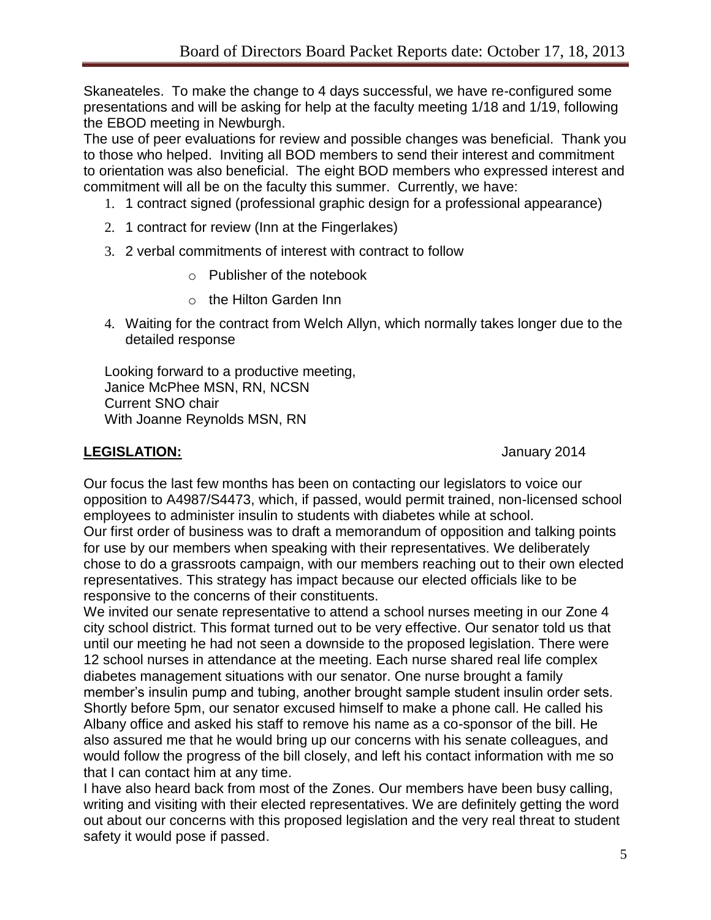Skaneateles. To make the change to 4 days successful, we have re-configured some presentations and will be asking for help at the faculty meeting 1/18 and 1/19, following the EBOD meeting in Newburgh.

The use of peer evaluations for review and possible changes was beneficial. Thank you to those who helped. Inviting all BOD members to send their interest and commitment to orientation was also beneficial. The eight BOD members who expressed interest and commitment will all be on the faculty this summer. Currently, we have:

1. 1 contract signed (professional graphic design for a professional appearance)
2. 1 contract for review (Inn at the Fingerlakes)
3. 2 verbal commitments of interest with contract to follow
   - Publisher of the notebook
   - the Hilton Garden Inn
4. Waiting for the contract from Welch Allyn, which normally takes longer due to the detailed response

Looking forward to a productive meeting,
Janice McPhee MSN, RN, NCSN
Current SNO chair
With Joanne Reynolds MSN, RN

## **LEGISLATION:** January 2014

Our focus the last few months has been on contacting our legislators to voice our opposition to A4987/S4473, which, if passed, would permit trained, non-licensed school employees to administer insulin to students with diabetes while at school.

Our first order of business was to draft a memorandum of opposition and talking points for use by our members when speaking with their representatives. We deliberately chose to do a grassroots campaign, with our members reaching out to their own elected representatives. This strategy has impact because our elected officials like to be responsive to the concerns of their constituents.

We invited our senate representative to attend a school nurses meeting in our Zone 4 city school district. This format turned out to be very effective. Our senator told us that until our meeting he had not seen a downside to the proposed legislation. There were 12 school nurses in attendance at the meeting. Each nurse shared real life complex diabetes management situations with our senator. One nurse brought a family member's insulin pump and tubing, another brought sample student insulin order sets. Shortly before 5pm, our senator excused himself to make a phone call. He called his Albany office and asked his staff to remove his name as a co-sponsor of the bill. He also assured me that he would bring up our concerns with his senate colleagues, and would follow the progress of the bill closely, and left his contact information with me so that I can contact him at any time.

I have also heard back from most of the Zones. Our members have been busy calling, writing and visiting with their elected representatives. We are definitely getting the word out about our concerns with this proposed legislation and the very real threat to student safety it would pose if passed.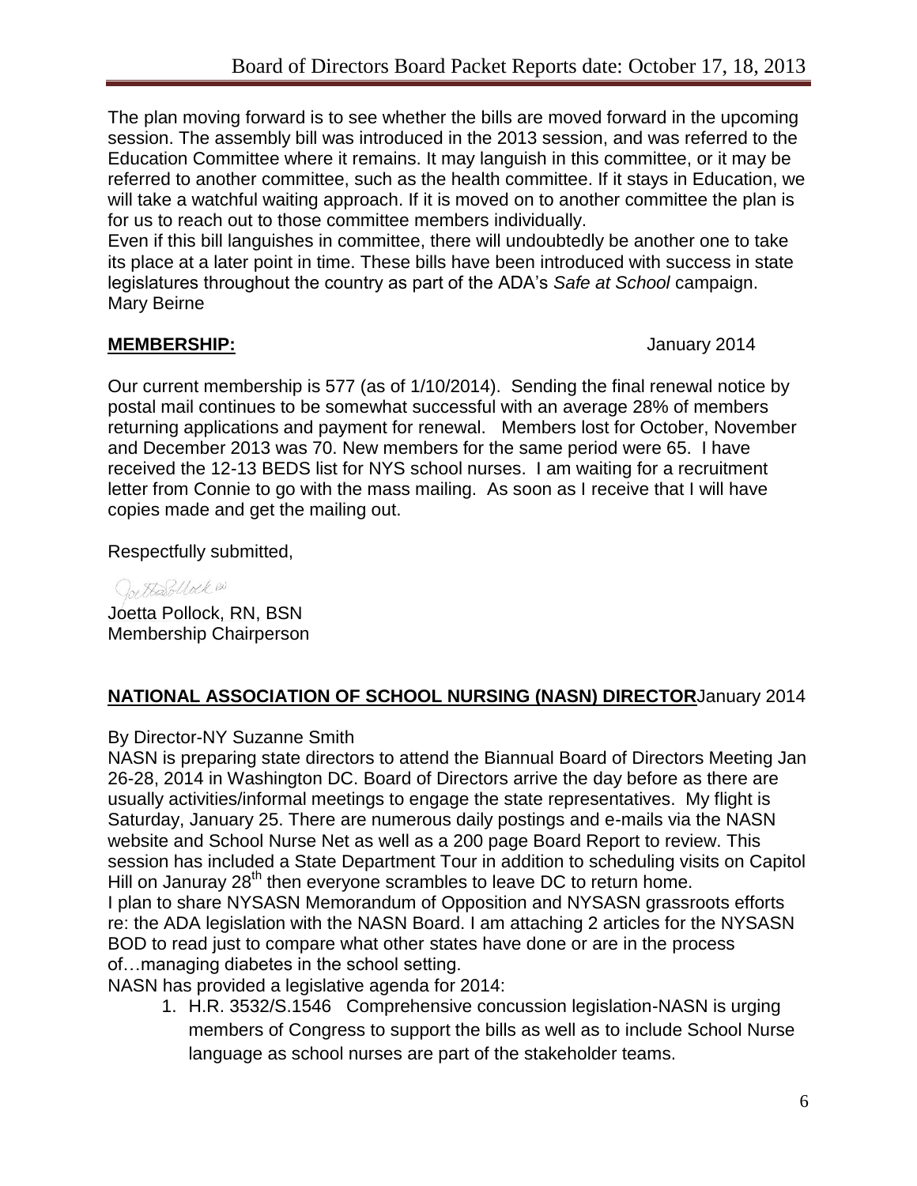The plan moving forward is to see whether the bills are moved forward in the upcoming session. The assembly bill was introduced in the 2013 session, and was referred to the Education Committee where it remains. It may languish in this committee, or it may be referred to another committee, such as the health committee. If it stays in Education, we will take a watchful waiting approach. If it is moved on to another committee the plan is for us to reach out to those committee members individually.

Even if this bill languishes in committee, there will undoubtedly be another one to take its place at a later point in time. These bills have been introduced with success in state legislatures throughout the country as part of the ADA's *Safe at School* campaign.

Mary Beirne

**MEMBERSHIP:** January 2014

Our current membership is 577 (as of 1/10/2014). Sending the final renewal notice by postal mail continues to be somewhat successful with an average 28% of members returning applications and payment for renewal. Members lost for October, November and December 2013 was 70. New members for the same period were 65. I have received the 12-13 BEDS list for NYS school nurses. I am waiting for a recruitment letter from Connie to go with the mass mailing. As soon as I receive that I will have copies made and get the mailing out.

Respectfully submitted,

Joetta Pollock RN

Joetta Pollock, RN, BSN
Membership Chairperson

**NATIONAL ASSOCIATION OF SCHOOL NURSING (NASN) DIRECTOR** January 2014

By Director-NY Suzanne Smith

NASN is preparing state directors to attend the Biannual Board of Directors Meeting Jan 26-28, 2014 in Washington DC. Board of Directors arrive the day before as there are usually activities/informal meetings to engage the state representatives. My flight is Saturday, January 25. There are numerous daily postings and e-mails via the NASN website and School Nurse Net as well as a 200 page Board Report to review. This session has included a State Department Tour in addition to scheduling visits on Capitol Hill on Januray 28th then everyone scrambles to leave DC to return home.

I plan to share NYSASN Memorandum of Opposition and NYSASN grassroots efforts re: the ADA legislation with the NASN Board. I am attaching 2 articles for the NYSASN BOD to read just to compare what other states have done or are in the process of…managing diabetes in the school setting.

NASN has provided a legislative agenda for 2014:

1. H.R. 3532/S.1546 Comprehensive concussion legislation-NASN is urging members of Congress to support the bills as well as to include School Nurse language as school nurses are part of the stakeholder teams.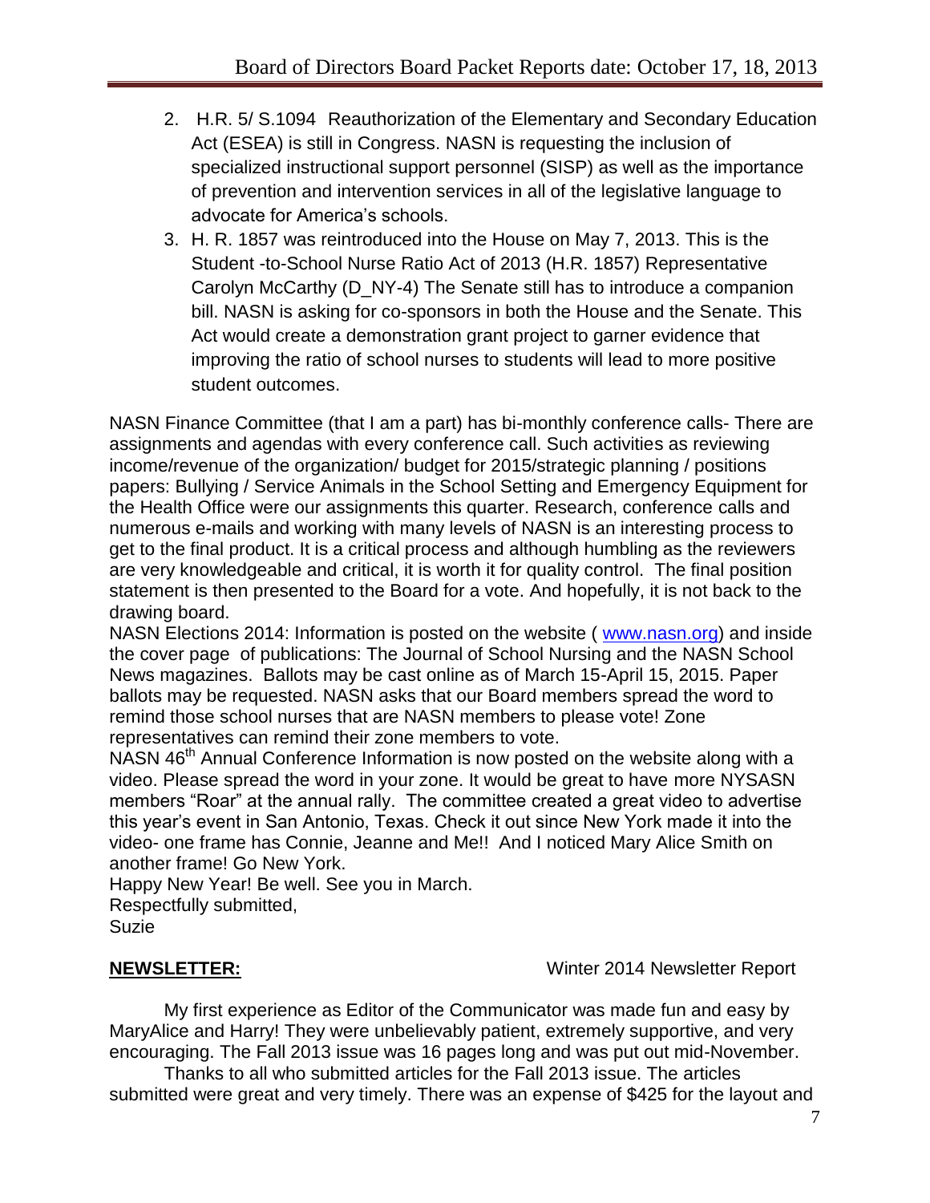2. H.R. 5/ S.1094 Reauthorization of the Elementary and Secondary Education Act (ESEA) is still in Congress. NASN is requesting the inclusion of specialized instructional support personnel (SISP) as well as the importance of prevention and intervention services in all of the legislative language to advocate for America's schools.
3. H. R. 1857 was reintroduced into the House on May 7, 2013. This is the Student -to-School Nurse Ratio Act of 2013 (H.R. 1857) Representative Carolyn McCarthy (D_NY-4) The Senate still has to introduce a companion bill. NASN is asking for co-sponsors in both the House and the Senate. This Act would create a demonstration grant project to garner evidence that improving the ratio of school nurses to students will lead to more positive student outcomes.

NASN Finance Committee (that I am a part) has bi-monthly conference calls- There are assignments and agendas with every conference call. Such activities as reviewing income/revenue of the organization/ budget for 2015/strategic planning / positions papers: Bullying / Service Animals in the School Setting and Emergency Equipment for the Health Office were our assignments this quarter. Research, conference calls and numerous e-mails and working with many levels of NASN is an interesting process to get to the final product. It is a critical process and although humbling as the reviewers are very knowledgeable and critical, it is worth it for quality control. The final position statement is then presented to the Board for a vote. And hopefully, it is not back to the drawing board.

NASN Elections 2014: Information is posted on the website ( www.nasn.org) and inside the cover page of publications: The Journal of School Nursing and the NASN School News magazines. Ballots may be cast online as of March 15-April 15, 2015. Paper ballots may be requested. NASN asks that our Board members spread the word to remind those school nurses that are NASN members to please vote! Zone representatives can remind their zone members to vote.

NASN 46th Annual Conference Information is now posted on the website along with a video. Please spread the word in your zone. It would be great to have more NYSASN members "Roar" at the annual rally. The committee created a great video to advertise this year's event in San Antonio, Texas. Check it out since New York made it into the video- one frame has Connie, Jeanne and Me!! And I noticed Mary Alice Smith on another frame! Go New York.

Happy New Year! Be well. See you in March.

Respectfully submitted,

Suzie

**NEWSLETTER:** Winter 2014 Newsletter Report

My first experience as Editor of the Communicator was made fun and easy by MaryAlice and Harry! They were unbelievably patient, extremely supportive, and very encouraging. The Fall 2013 issue was 16 pages long and was put out mid-November.

Thanks to all who submitted articles for the Fall 2013 issue. The articles submitted were great and very timely. There was an expense of $425 for the layout and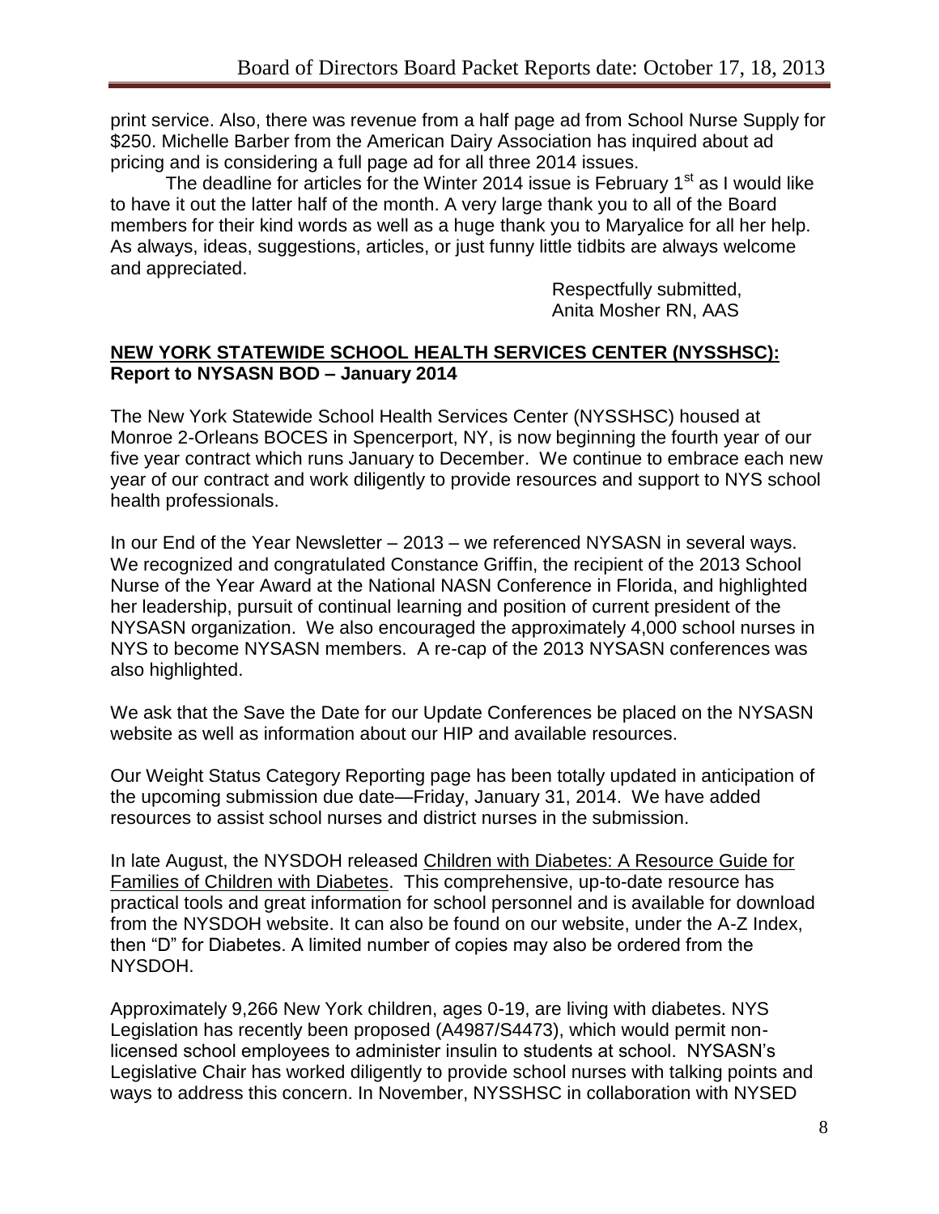print service. Also, there was revenue from a half page ad from School Nurse Supply for $250. Michelle Barber from the American Dairy Association has inquired about ad pricing and is considering a full page ad for all three 2014 issues.

The deadline for articles for the Winter 2014 issue is February 1st as I would like to have it out the latter half of the month. A very large thank you to all of the Board members for their kind words as well as a huge thank you to Maryalice for all her help. As always, ideas, suggestions, articles, or just funny little tidbits are always welcome and appreciated.

Respectfully submitted,
Anita Mosher RN, AAS

**NEW YORK STATEWIDE SCHOOL HEALTH SERVICES CENTER (NYSSHSC):**
**Report to NYSASN BOD – January 2014**

The New York Statewide School Health Services Center (NYSSHSC) housed at Monroe 2-Orleans BOCES in Spencerport, NY, is now beginning the fourth year of our five year contract which runs January to December. We continue to embrace each new year of our contract and work diligently to provide resources and support to NYS school health professionals.

In our End of the Year Newsletter – 2013 – we referenced NYSASN in several ways. We recognized and congratulated Constance Griffin, the recipient of the 2013 School Nurse of the Year Award at the National NASN Conference in Florida, and highlighted her leadership, pursuit of continual learning and position of current president of the NYSASN organization. We also encouraged the approximately 4,000 school nurses in NYS to become NYSASN members. A re-cap of the 2013 NYSASN conferences was also highlighted.

We ask that the Save the Date for our Update Conferences be placed on the NYSASN website as well as information about our HIP and available resources.

Our Weight Status Category Reporting page has been totally updated in anticipation of the upcoming submission due date—Friday, January 31, 2014. We have added resources to assist school nurses and district nurses in the submission.

In late August, the NYSDOH released Children with Diabetes: A Resource Guide for Families of Children with Diabetes. This comprehensive, up-to-date resource has practical tools and great information for school personnel and is available for download from the NYSDOH website. It can also be found on our website, under the A-Z Index, then "D" for Diabetes. A limited number of copies may also be ordered from the NYSDOH.

Approximately 9,266 New York children, ages 0-19, are living with diabetes. NYS Legislation has recently been proposed (A4987/S4473), which would permit non-licensed school employees to administer insulin to students at school. NYSASN's Legislative Chair has worked diligently to provide school nurses with talking points and ways to address this concern. In November, NYSSHSC in collaboration with NYSED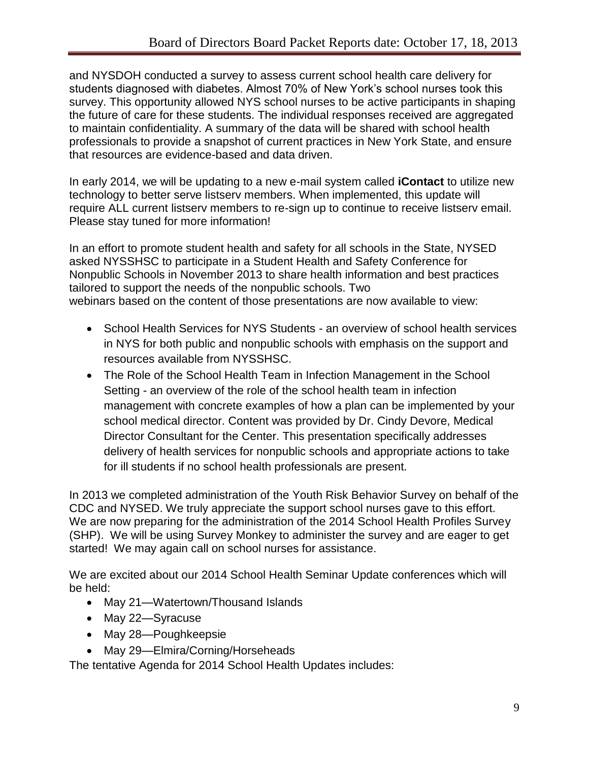and NYSDOH conducted a survey to assess current school health care delivery for students diagnosed with diabetes. Almost 70% of New York's school nurses took this survey. This opportunity allowed NYS school nurses to be active participants in shaping the future of care for these students. The individual responses received are aggregated to maintain confidentiality. A summary of the data will be shared with school health professionals to provide a snapshot of current practices in New York State, and ensure that resources are evidence-based and data driven.

In early 2014, we will be updating to a new e-mail system called **iContact** to utilize new technology to better serve listserv members. When implemented, this update will require ALL current listserv members to re-sign up to continue to receive listserv email. Please stay tuned for more information!

In an effort to promote student health and safety for all schools in the State, NYSED asked NYSSHSC to participate in a Student Health and Safety Conference for Nonpublic Schools in November 2013 to share health information and best practices tailored to support the needs of the nonpublic schools. Two webinars based on the content of those presentations are now available to view:

- School Health Services for NYS Students - an overview of school health services in NYS for both public and nonpublic schools with emphasis on the support and resources available from NYSSHSC.
- The Role of the School Health Team in Infection Management in the School Setting - an overview of the role of the school health team in infection management with concrete examples of how a plan can be implemented by your school medical director. Content was provided by Dr. Cindy Devore, Medical Director Consultant for the Center. This presentation specifically addresses delivery of health services for nonpublic schools and appropriate actions to take for ill students if no school health professionals are present.

In 2013 we completed administration of the Youth Risk Behavior Survey on behalf of the CDC and NYSED. We truly appreciate the support school nurses gave to this effort. We are now preparing for the administration of the 2014 School Health Profiles Survey (SHP). We will be using Survey Monkey to administer the survey and are eager to get started! We may again call on school nurses for assistance.

We are excited about our 2014 School Health Seminar Update conferences which will be held:

- May 21—Watertown/Thousand Islands
- May 22—Syracuse
- May 28—Poughkeepsie
- May 29—Elmira/Corning/Horseheads

The tentative Agenda for 2014 School Health Updates includes: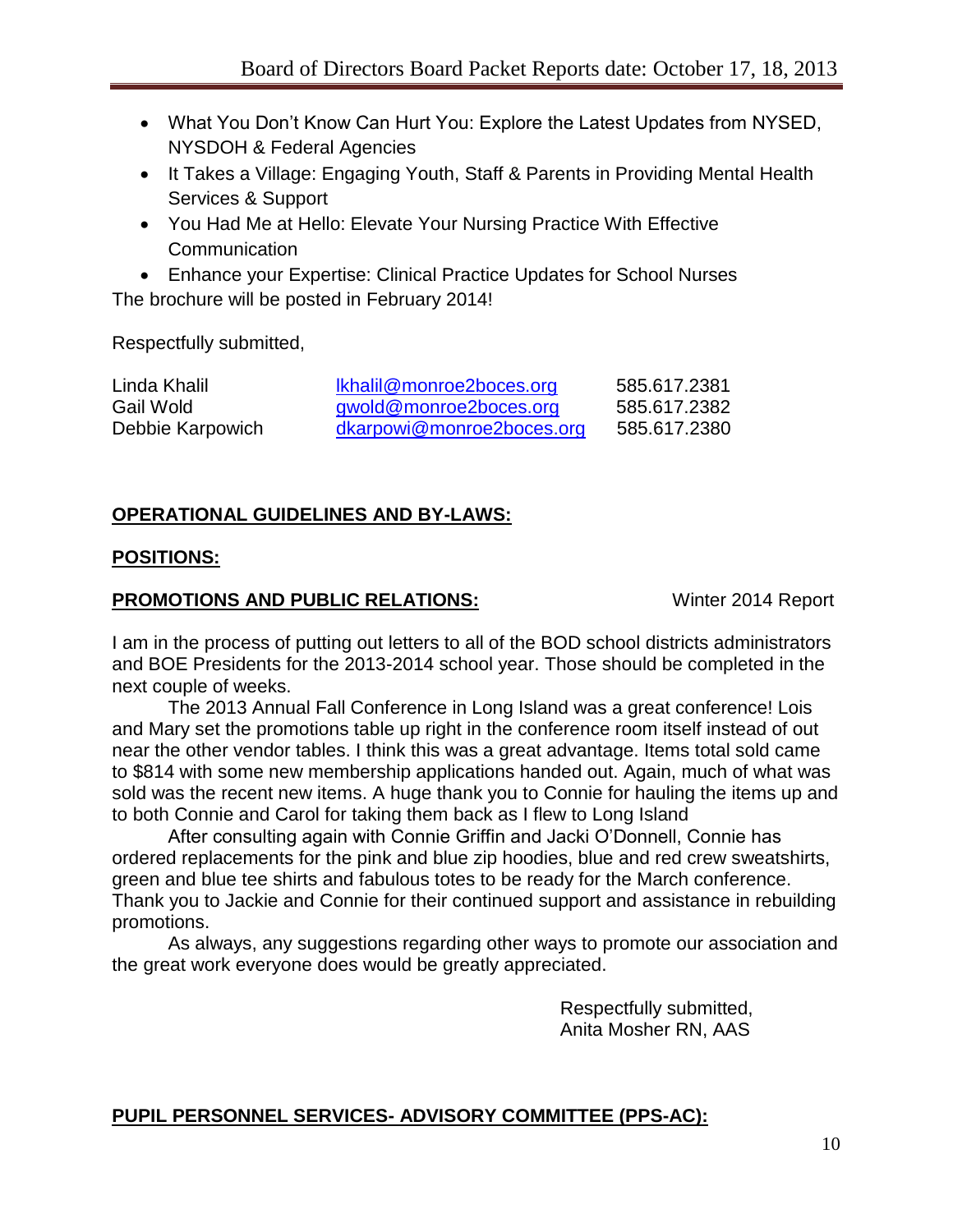- What You Don't Know Can Hurt You: Explore the Latest Updates from NYSED, NYSDOH & Federal Agencies
- It Takes a Village: Engaging Youth, Staff & Parents in Providing Mental Health Services & Support
- You Had Me at Hello: Elevate Your Nursing Practice With Effective Communication
- Enhance your Expertise: Clinical Practice Updates for School Nurses

The brochure will be posted in February 2014!

Respectfully submitted,

| | | |
|---|---|---|
| Linda Khalil | lkhalil@monroe2boces.org | 585.617.2381 |
| Gail Wold | gwold@monroe2boces.org | 585.617.2382 |
| Debbie Karpowich | dkarpowi@monroe2boces.org | 585.617.2380 |

**OPERATIONAL GUIDELINES AND BY-LAWS:**

**POSITIONS:**

**PROMOTIONS AND PUBLIC RELATIONS:** Winter 2014 Report

I am in the process of putting out letters to all of the BOD school districts administrators and BOE Presidents for the 2013-2014 school year. Those should be completed in the next couple of weeks.

The 2013 Annual Fall Conference in Long Island was a great conference! Lois and Mary set the promotions table up right in the conference room itself instead of out near the other vendor tables. I think this was a great advantage. Items total sold came to $814 with some new membership applications handed out. Again, much of what was sold was the recent new items. A huge thank you to Connie for hauling the items up and to both Connie and Carol for taking them back as I flew to Long Island

After consulting again with Connie Griffin and Jacki O'Donnell, Connie has ordered replacements for the pink and blue zip hoodies, blue and red crew sweatshirts, green and blue tee shirts and fabulous totes to be ready for the March conference. Thank you to Jackie and Connie for their continued support and assistance in rebuilding promotions.

As always, any suggestions regarding other ways to promote our association and the great work everyone does would be greatly appreciated.

Respectfully submitted,
Anita Mosher RN, AAS

**PUPIL PERSONNEL SERVICES- ADVISORY COMMITTEE (PPS-AC):**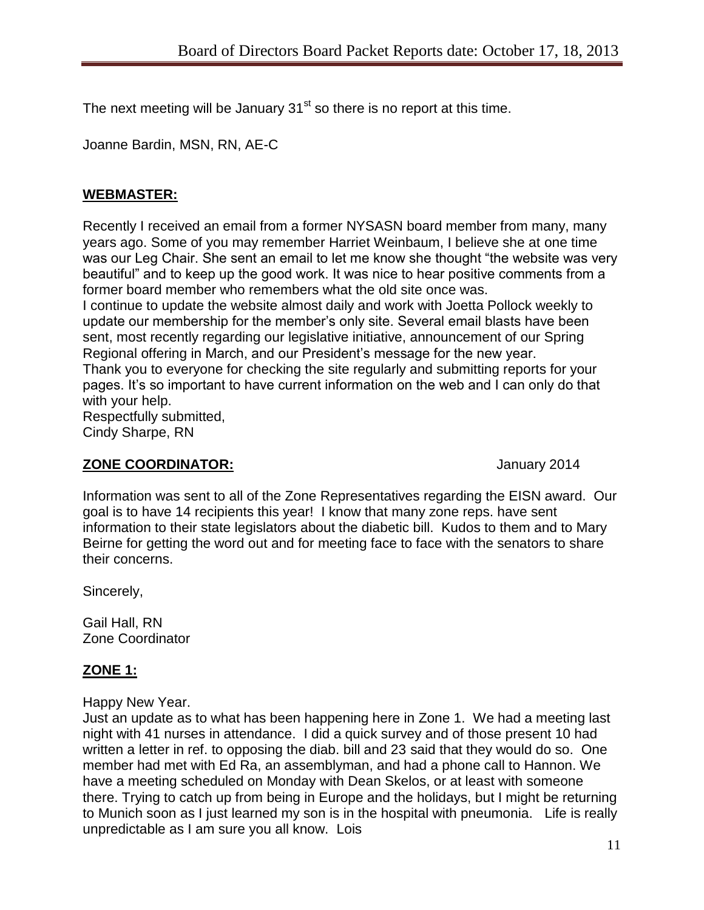The next meeting will be January 31st so there is no report at this time.

Joanne Bardin, MSN, RN, AE-C

## WEBMASTER:

Recently I received an email from a former NYSASN board member from many, many years ago. Some of you may remember Harriet Weinbaum, I believe she at one time was our Leg Chair. She sent an email to let me know she thought "the website was very beautiful" and to keep up the good work. It was nice to hear positive comments from a former board member who remembers what the old site once was.
I continue to update the website almost daily and work with Joetta Pollock weekly to update our membership for the member's only site. Several email blasts have been sent, most recently regarding our legislative initiative, announcement of our Spring Regional offering in March, and our President's message for the new year.
Thank you to everyone for checking the site regularly and submitting reports for your pages. It's so important to have current information on the web and I can only do that with your help.
Respectfully submitted,
Cindy Sharpe, RN

## ZONE COORDINATOR:

January 2014

Information was sent to all of the Zone Representatives regarding the EISN award. Our goal is to have 14 recipients this year! I know that many zone reps. have sent information to their state legislators about the diabetic bill. Kudos to them and to Mary Beirne for getting the word out and for meeting face to face with the senators to share their concerns.

Sincerely,

Gail Hall, RN
Zone Coordinator

## ZONE 1:

Happy New Year.
Just an update as to what has been happening here in Zone 1. We had a meeting last night with 41 nurses in attendance. I did a quick survey and of those present 10 had written a letter in ref. to opposing the diab. bill and 23 said that they would do so. One member had met with Ed Ra, an assemblyman, and had a phone call to Hannon. We have a meeting scheduled on Monday with Dean Skelos, or at least with someone there. Trying to catch up from being in Europe and the holidays, but I might be returning to Munich soon as I just learned my son is in the hospital with pneumonia. Life is really unpredictable as I am sure you all know. Lois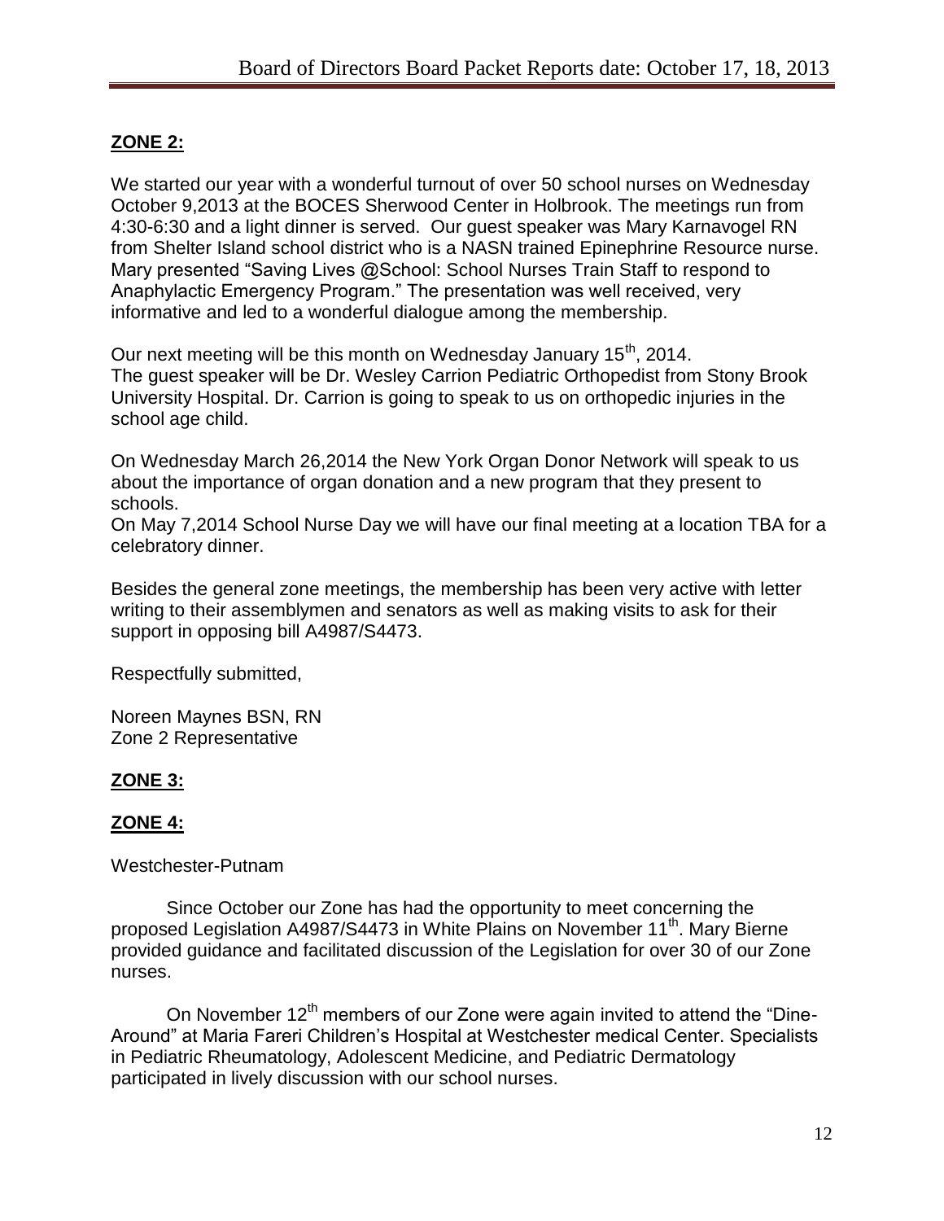## **ZONE 2:**

We started our year with a wonderful turnout of over 50 school nurses on Wednesday October 9,2013 at the BOCES Sherwood Center in Holbrook. The meetings run from 4:30-6:30 and a light dinner is served. Our guest speaker was Mary Karnavogel RN from Shelter Island school district who is a NASN trained Epinephrine Resource nurse. Mary presented "Saving Lives @School: School Nurses Train Staff to respond to Anaphylactic Emergency Program." The presentation was well received, very informative and led to a wonderful dialogue among the membership.

Our next meeting will be this month on Wednesday January 15th, 2014. The guest speaker will be Dr. Wesley Carrion Pediatric Orthopedist from Stony Brook University Hospital. Dr. Carrion is going to speak to us on orthopedic injuries in the school age child.

On Wednesday March 26,2014 the New York Organ Donor Network will speak to us about the importance of organ donation and a new program that they present to schools.
On May 7,2014 School Nurse Day we will have our final meeting at a location TBA for a celebratory dinner.

Besides the general zone meetings, the membership has been very active with letter writing to their assemblymen and senators as well as making visits to ask for their support in opposing bill A4987/S4473.

Respectfully submitted,

Noreen Maynes BSN, RN
Zone 2 Representative

## **ZONE 3:**

## **ZONE 4:**

Westchester-Putnam

Since October our Zone has had the opportunity to meet concerning the proposed Legislation A4987/S4473 in White Plains on November 11th. Mary Bierne provided guidance and facilitated discussion of the Legislation for over 30 of our Zone nurses.

On November 12th members of our Zone were again invited to attend the "Dine-Around" at Maria Fareri Children's Hospital at Westchester medical Center. Specialists in Pediatric Rheumatology, Adolescent Medicine, and Pediatric Dermatology participated in lively discussion with our school nurses.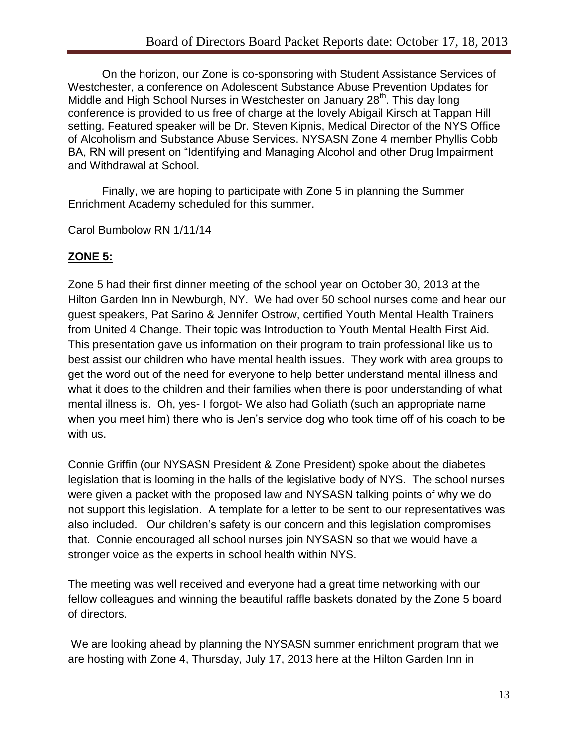On the horizon, our Zone is co-sponsoring with Student Assistance Services of Westchester, a conference on Adolescent Substance Abuse Prevention Updates for Middle and High School Nurses in Westchester on January 28th. This day long conference is provided to us free of charge at the lovely Abigail Kirsch at Tappan Hill setting. Featured speaker will be Dr. Steven Kipnis, Medical Director of the NYS Office of Alcoholism and Substance Abuse Services. NYSASN Zone 4 member Phyllis Cobb BA, RN will present on "Identifying and Managing Alcohol and other Drug Impairment and Withdrawal at School.

Finally, we are hoping to participate with Zone 5 in planning the Summer Enrichment Academy scheduled for this summer.

Carol Bumbolow RN 1/11/14

## ZONE 5:

Zone 5 had their first dinner meeting of the school year on October 30, 2013 at the Hilton Garden Inn in Newburgh, NY. We had over 50 school nurses come and hear our guest speakers, Pat Sarino & Jennifer Ostrow, certified Youth Mental Health Trainers from United 4 Change. Their topic was Introduction to Youth Mental Health First Aid. This presentation gave us information on their program to train professional like us to best assist our children who have mental health issues. They work with area groups to get the word out of the need for everyone to help better understand mental illness and what it does to the children and their families when there is poor understanding of what mental illness is. Oh, yes- I forgot- We also had Goliath (such an appropriate name when you meet him) there who is Jen's service dog who took time off of his coach to be with us.

Connie Griffin (our NYSASN President & Zone President) spoke about the diabetes legislation that is looming in the halls of the legislative body of NYS. The school nurses were given a packet with the proposed law and NYSASN talking points of why we do not support this legislation. A template for a letter to be sent to our representatives was also included. Our children's safety is our concern and this legislation compromises that. Connie encouraged all school nurses join NYSASN so that we would have a stronger voice as the experts in school health within NYS.

The meeting was well received and everyone had a great time networking with our fellow colleagues and winning the beautiful raffle baskets donated by the Zone 5 board of directors.

We are looking ahead by planning the NYSASN summer enrichment program that we are hosting with Zone 4, Thursday, July 17, 2013 here at the Hilton Garden Inn in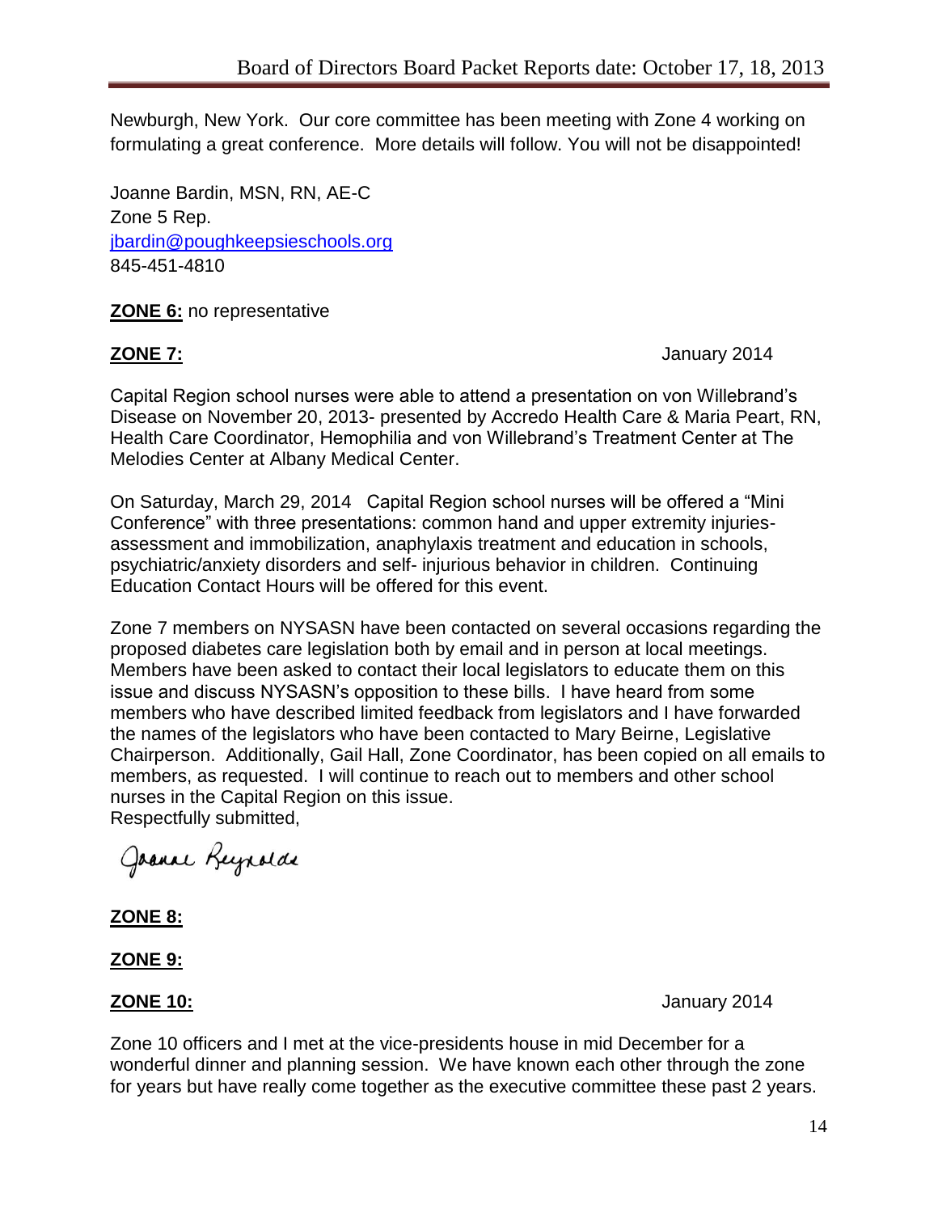Newburgh, New York. Our core committee has been meeting with Zone 4 working on formulating a great conference. More details will follow. You will not be disappointed!

Joanne Bardin, MSN, RN, AE-C
Zone 5 Rep.
[jbardin@poughkeepsieschools.org](mailto:jbardin@poughkeepsieschools.org)
845-451-4810

**ZONE 6:** no representative

**ZONE 7:** January 2014

Capital Region school nurses were able to attend a presentation on von Willebrand's Disease on November 20, 2013- presented by Accredo Health Care & Maria Peart, RN, Health Care Coordinator, Hemophilia and von Willebrand's Treatment Center at The Melodies Center at Albany Medical Center.

On Saturday, March 29, 2014 Capital Region school nurses will be offered a "Mini Conference" with three presentations: common hand and upper extremity injuries- assessment and immobilization, anaphylaxis treatment and education in schools, psychiatric/anxiety disorders and self- injurious behavior in children. Continuing Education Contact Hours will be offered for this event.

Zone 7 members on NYSASN have been contacted on several occasions regarding the proposed diabetes care legislation both by email and in person at local meetings. Members have been asked to contact their local legislators to educate them on this issue and discuss NYSASN's opposition to these bills. I have heard from some members who have described limited feedback from legislators and I have forwarded the names of the legislators who have been contacted to Mary Beirne, Legislative Chairperson. Additionally, Gail Hall, Zone Coordinator, has been copied on all emails to members, as requested. I will continue to reach out to members and other school nurses in the Capital Region on this issue.
Respectfully submitted,

Joanne Reynolds

**ZONE 8:**

**ZONE 9:**

**ZONE 10:** January 2014

Zone 10 officers and I met at the vice-presidents house in mid December for a wonderful dinner and planning session. We have known each other through the zone for years but have really come together as the executive committee these past 2 years.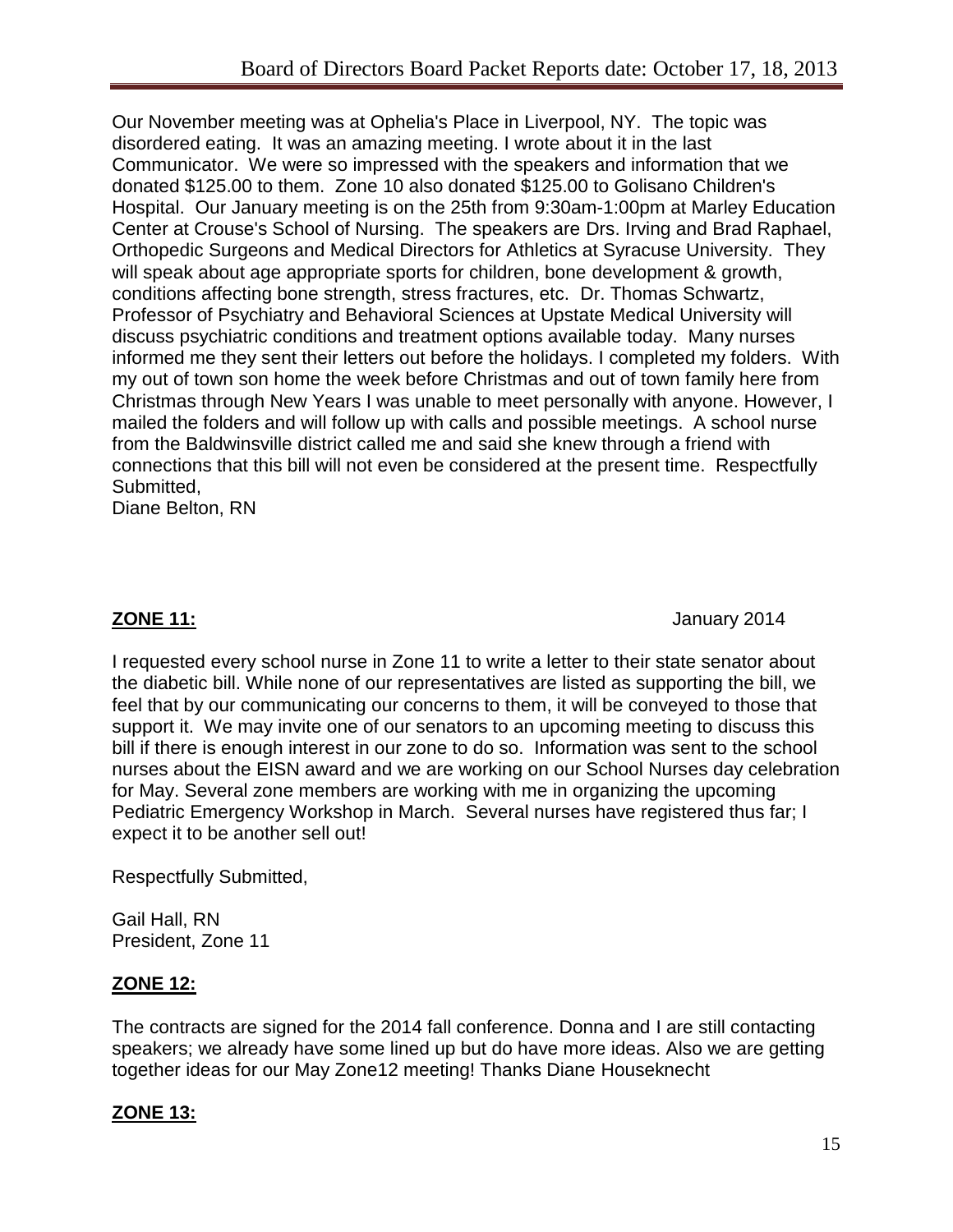Our November meeting was at Ophelia's Place in Liverpool, NY. The topic was disordered eating. It was an amazing meeting. I wrote about it in the last Communicator. We were so impressed with the speakers and information that we donated $125.00 to them. Zone 10 also donated $125.00 to Golisano Children's Hospital. Our January meeting is on the 25th from 9:30am-1:00pm at Marley Education Center at Crouse's School of Nursing. The speakers are Drs. Irving and Brad Raphael, Orthopedic Surgeons and Medical Directors for Athletics at Syracuse University. They will speak about age appropriate sports for children, bone development & growth, conditions affecting bone strength, stress fractures, etc. Dr. Thomas Schwartz, Professor of Psychiatry and Behavioral Sciences at Upstate Medical University will discuss psychiatric conditions and treatment options available today. Many nurses informed me they sent their letters out before the holidays. I completed my folders. With my out of town son home the week before Christmas and out of town family here from Christmas through New Years I was unable to meet personally with anyone. However, I mailed the folders and will follow up with calls and possible meetings. A school nurse from the Baldwinsville district called me and said she knew through a friend with connections that this bill will not even be considered at the present time. Respectfully Submitted,
Diane Belton, RN

**ZONE 11:** January 2014

I requested every school nurse in Zone 11 to write a letter to their state senator about the diabetic bill. While none of our representatives are listed as supporting the bill, we feel that by our communicating our concerns to them, it will be conveyed to those that support it. We may invite one of our senators to an upcoming meeting to discuss this bill if there is enough interest in our zone to do so. Information was sent to the school nurses about the EISN award and we are working on our School Nurses day celebration for May. Several zone members are working with me in organizing the upcoming Pediatric Emergency Workshop in March. Several nurses have registered thus far; I expect it to be another sell out!

Respectfully Submitted,

Gail Hall, RN
President, Zone 11

**ZONE 12:**

The contracts are signed for the 2014 fall conference. Donna and I are still contacting speakers; we already have some lined up but do have more ideas. Also we are getting together ideas for our May Zone12 meeting! Thanks Diane Houseknecht

**ZONE 13:**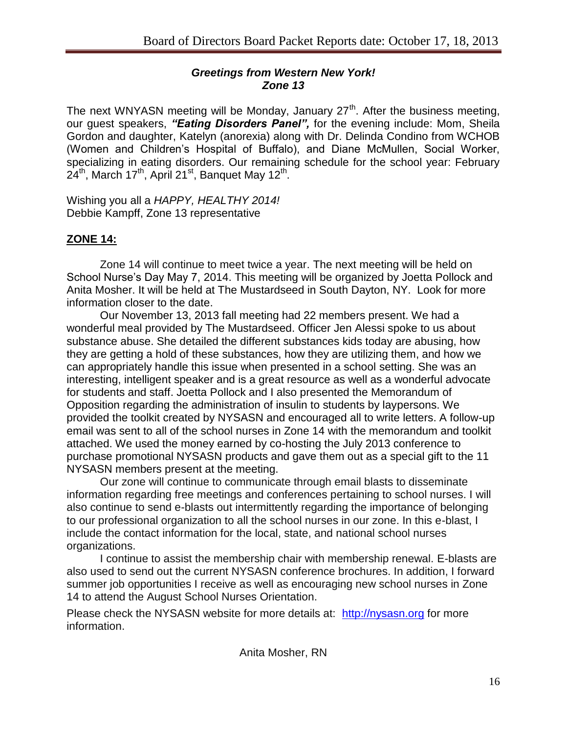***Greetings from Western New York!***
***Zone 13***

The next WNYASN meeting will be Monday, January 27th. After the business meeting, our guest speakers, ***"Eating Disorders Panel",*** for the evening include: Mom, Sheila Gordon and daughter, Katelyn (anorexia) along with Dr. Delinda Condino from WCHOB (Women and Children's Hospital of Buffalo), and Diane McMullen, Social Worker, specializing in eating disorders. Our remaining schedule for the school year: February 24th, March 17th, April 21st, Banquet May 12th.

Wishing you all a *HAPPY, HEALTHY 2014!*
Debbie Kampff, Zone 13 representative

## **ZONE 14:**

Zone 14 will continue to meet twice a year. The next meeting will be held on School Nurse's Day May 7, 2014. This meeting will be organized by Joetta Pollock and Anita Mosher. It will be held at The Mustardseed in South Dayton, NY. Look for more information closer to the date.

Our November 13, 2013 fall meeting had 22 members present. We had a wonderful meal provided by The Mustardseed. Officer Jen Alessi spoke to us about substance abuse. She detailed the different substances kids today are abusing, how they are getting a hold of these substances, how they are utilizing them, and how we can appropriately handle this issue when presented in a school setting. She was an interesting, intelligent speaker and is a great resource as well as a wonderful advocate for students and staff. Joetta Pollock and I also presented the Memorandum of Opposition regarding the administration of insulin to students by laypersons. We provided the toolkit created by NYSASN and encouraged all to write letters. A follow-up email was sent to all of the school nurses in Zone 14 with the memorandum and toolkit attached. We used the money earned by co-hosting the July 2013 conference to purchase promotional NYSASN products and gave them out as a special gift to the 11 NYSASN members present at the meeting.

Our zone will continue to communicate through email blasts to disseminate information regarding free meetings and conferences pertaining to school nurses. I will also continue to send e-blasts out intermittently regarding the importance of belonging to our professional organization to all the school nurses in our zone. In this e-blast, I include the contact information for the local, state, and national school nurses organizations.

I continue to assist the membership chair with membership renewal. E-blasts are also used to send out the current NYSASN conference brochures. In addition, I forward summer job opportunities I receive as well as encouraging new school nurses in Zone 14 to attend the August School Nurses Orientation.

Please check the NYSASN website for more details at: http://nysasn.org for more information.

Anita Mosher, RN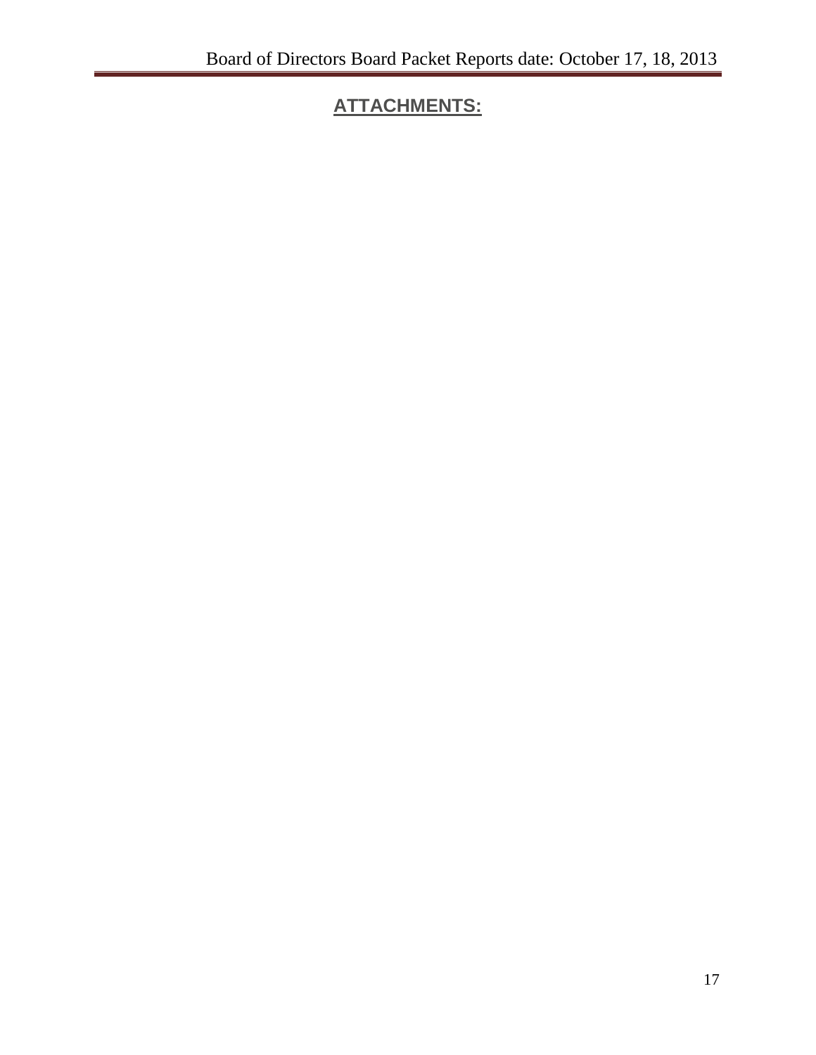# ATTACHMENTS: